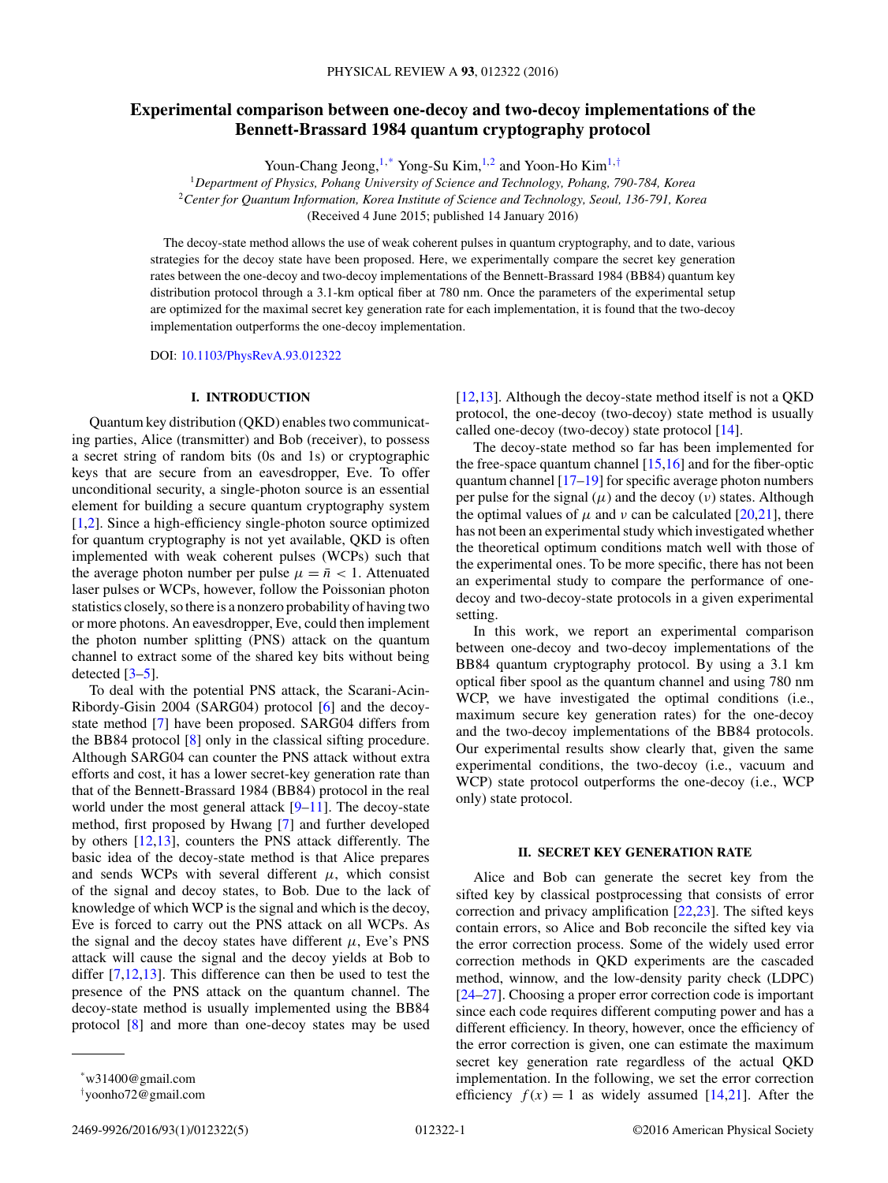# Experimental comparison between one-decoy and two-decoy implementations of the Bennett-Brassard 1984 quantum cryptography protocol

Youn-Chang Jeong,[1,*] Yong-Su Kim,[1,2] and Yoon-Ho Kim[1,†]

[1]*Department of Physics, Pohang University of Science and Technology, Pohang, 790-784, Korea*

[2]*Center for Quantum Information, Korea Institute of Science and Technology, Seoul, 136-791, Korea*

(Received 4 June 2015; published 14 January 2016)

The decoy-state method allows the use of weak coherent pulses in quantum cryptography, and to date, various strategies for the decoy state have been proposed. Here, we experimentally compare the secret key generation rates between the one-decoy and two-decoy implementations of the Bennett-Brassard 1984 (BB84) quantum key distribution protocol through a 3.1-km optical fiber at 780 nm. Once the parameters of the experimental setup are optimized for the maximal secret key generation rate for each implementation, it is found that the two-decoy implementation outperforms the one-decoy implementation.

DOI: 10.1103/PhysRevA.93.012322

## I. INTRODUCTION

Quantum key distribution (QKD) enables two communicating parties, Alice (transmitter) and Bob (receiver), to possess a secret string of random bits (0s and 1s) or cryptographic keys that are secure from an eavesdropper, Eve. To offer unconditional security, a single-photon source is an essential element for building a secure quantum cryptography system [1,2]. Since a high-efficiency single-photon source optimized for quantum cryptography is not yet available, QKD is often implemented with weak coherent pulses (WCPs) such that the average photon number per pulse $\mu = \bar{n} < 1$. Attenuated laser pulses or WCPs, however, follow the Poissonian photon statistics closely, so there is a nonzero probability of having two or more photons. An eavesdropper, Eve, could then implement the photon number splitting (PNS) attack on the quantum channel to extract some of the shared key bits without being detected [3–5].

To deal with the potential PNS attack, the Scarani-Acin-Ribordy-Gisin 2004 (SARG04) protocol [6] and the decoy-state method [7] have been proposed. SARG04 differs from the BB84 protocol [8] only in the classical sifting procedure. Although SARG04 can counter the PNS attack without extra efforts and cost, it has a lower secret-key generation rate than that of the Bennett-Brassard 1984 (BB84) protocol in the real world under the most general attack [9–11]. The decoy-state method, first proposed by Hwang [7] and further developed by others [12,13], counters the PNS attack differently. The basic idea of the decoy-state method is that Alice prepares and sends WCPs with several different $\mu$, which consist of the signal and decoy states, to Bob. Due to the lack of knowledge of which WCP is the signal and which is the decoy, Eve is forced to carry out the PNS attack on all WCPs. As the signal and the decoy states have different $\mu$, Eve's PNS attack will cause the signal and the decoy yields at Bob to differ [7,12,13]. This difference can then be used to test the presence of the PNS attack on the quantum channel. The decoy-state method is usually implemented using the BB84 protocol [8] and more than one-decoy states may be used [12,13]. Although the decoy-state method itself is not a QKD protocol, the one-decoy (two-decoy) state method is usually called one-decoy (two-decoy) state protocol [14].

The decoy-state method so far has been implemented for the free-space quantum channel [15,16] and for the fiber-optic quantum channel [17–19] for specific average photon numbers per pulse for the signal ($\mu$) and the decoy ($\nu$) states. Although the optimal values of $\mu$ and $\nu$ can be calculated [20,21], there has not been an experimental study which investigated whether the theoretical optimum conditions match well with those of the experimental ones. To be more specific, there has not been an experimental study to compare the performance of one-decoy and two-decoy-state protocols in a given experimental setting.

In this work, we report an experimental comparison between one-decoy and two-decoy implementations of the BB84 quantum cryptography protocol. By using a 3.1 km optical fiber spool as the quantum channel and using 780 nm WCP, we have investigated the optimal conditions (i.e., maximum secure key generation rates) for the one-decoy and the two-decoy implementations of the BB84 protocols. Our experimental results show clearly that, given the same experimental conditions, the two-decoy (i.e., vacuum and WCP) state protocol outperforms the one-decoy (i.e., WCP only) state protocol.

## II. SECRET KEY GENERATION RATE

Alice and Bob can generate the secret key from the sifted key by classical postprocessing that consists of error correction and privacy amplification [22,23]. The sifted keys contain errors, so Alice and Bob reconcile the sifted key via the error correction process. Some of the widely used error correction methods in QKD experiments are the cascaded method, winnow, and the low-density parity check (LDPC) [24–27]. Choosing a proper error correction code is important since each code requires different computing power and has a different efficiency. In theory, however, once the efficiency of the error correction is given, one can estimate the maximum secret key generation rate regardless of the actual QKD implementation. In the following, we set the error correction efficiency $f(x) = 1$ as widely assumed [14,21]. After the

*w31400@gmail.com

†yoonho72@gmail.com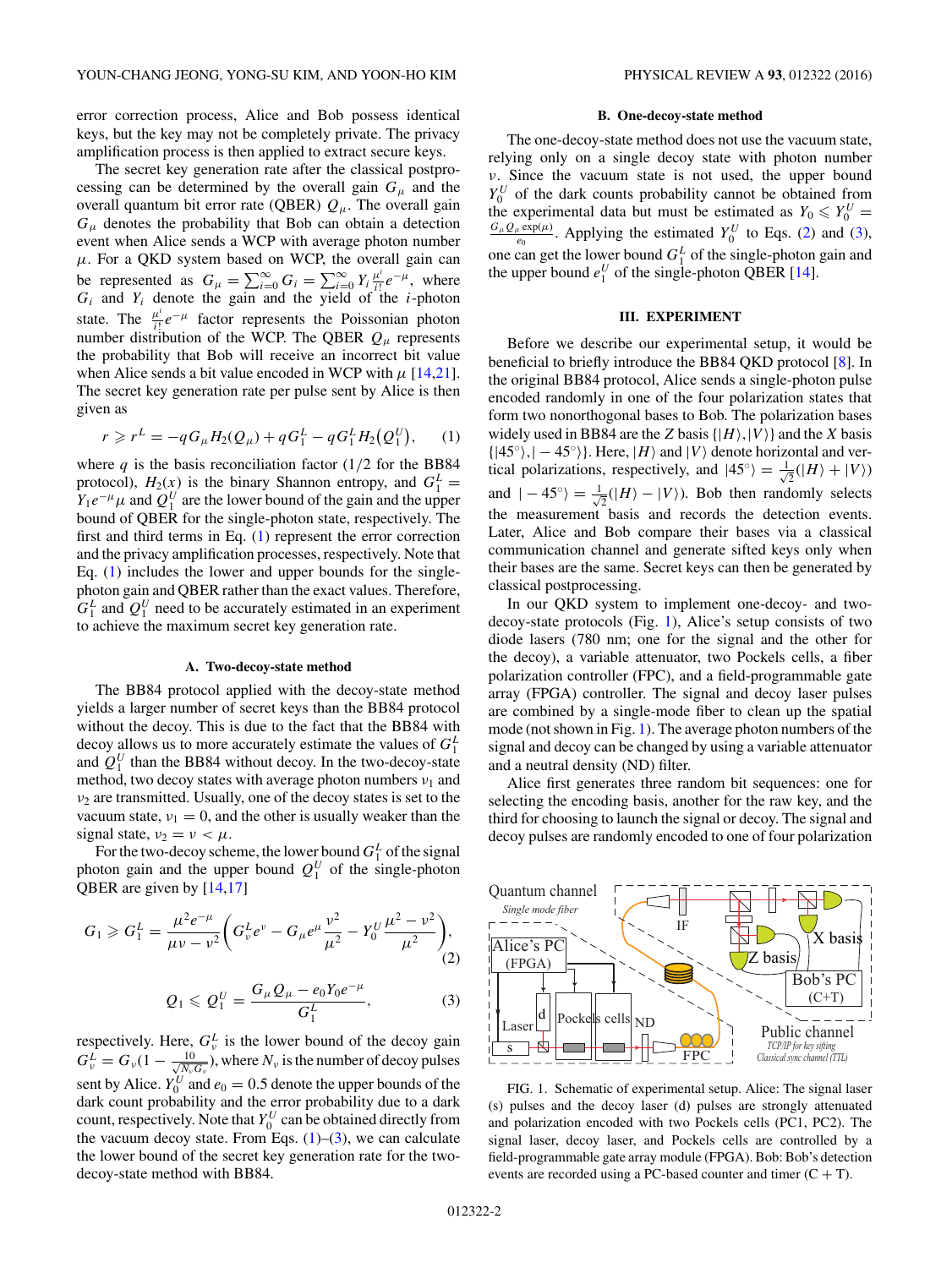error correction process, Alice and Bob possess identical keys, but the key may not be completely private. The privacy amplification process is then applied to extract secure keys.

The secret key generation rate after the classical postprocessing can be determined by the overall gain $G_\mu$ and the overall quantum bit error rate (QBER) $Q_\mu$. The overall gain $G_\mu$ denotes the probability that Bob can obtain a detection event when Alice sends a WCP with average photon number $\mu$. For a QKD system based on WCP, the overall gain can be represented as $G_\mu = \sum_{i=0}^{\infty} G_i = \sum_{i=0}^{\infty} Y_i \frac{\mu^i}{i!} e^{-\mu}$, where $G_i$ and $Y_i$ denote the gain and the yield of the $i$-photon state. The $\frac{\mu^i}{i!} e^{-\mu}$ factor represents the Poissonian photon number distribution of the WCP. The QBER $Q_\mu$ represents the probability that Bob will receive an incorrect bit value when Alice sends a bit value encoded in WCP with $\mu$ [14,21]. The secret key generation rate per pulse sent by Alice is then given as

$$r \geqslant r^L = -qG_\mu H_2(Q_\mu) + qG_1^L - qG_1^L H_2\big(Q_1^U\big), \quad (1)$$

where $q$ is the basis reconciliation factor (1/2 for the BB84 protocol), $H_2(x)$ is the binary Shannon entropy, and $G_1^L = Y_1 e^{-\mu}\mu$ and $Q_1^U$ are the lower bound of the gain and the upper bound of QBER for the single-photon state, respectively. The first and third terms in Eq. (1) represent the error correction and the privacy amplification processes, respectively. Note that Eq. (1) includes the lower and upper bounds for the single-photon gain and QBER rather than the exact values. Therefore, $G_1^L$ and $Q_1^U$ need to be accurately estimated in an experiment to achieve the maximum secret key generation rate.

### A. Two-decoy-state method

The BB84 protocol applied with the decoy-state method yields a larger number of secret keys than the BB84 protocol without the decoy. This is due to the fact that the BB84 with decoy allows us to more accurately estimate the values of $G_1^L$ and $Q_1^U$ than the BB84 without decoy. In the two-decoy-state method, two decoy states with average photon numbers $\nu_1$ and $\nu_2$ are transmitted. Usually, one of the decoy states is set to the vacuum state, $\nu_1 = 0$, and the other is usually weaker than the signal state, $\nu_2 = \nu < \mu$.

For the two-decoy scheme, the lower bound $G_1^L$ of the signal photon gain and the upper bound $Q_1^U$ of the single-photon QBER are given by [14,17]

$$G_1 \geqslant G_1^L = \frac{\mu^2 e^{-\mu}}{\mu\nu - \nu^2}\left(G_\nu^L e^{\nu} - G_\mu e^{\mu}\frac{\nu^2}{\mu^2} - Y_0^U \frac{\mu^2 - \nu^2}{\mu^2}\right), \quad (2)$$

$$Q_1 \leqslant Q_1^U = \frac{G_\mu Q_\mu - e_0 Y_0 e^{-\mu}}{G_1^L}, \quad (3)$$

respectively. Here, $G_\nu^L$ is the lower bound of the decoy gain $G_\nu^L = G_\nu\big(1 - \frac{10}{\sqrt{N_\nu G_\nu}}\big)$, where $N_\nu$ is the number of decoy pulses sent by Alice. $Y_0^U$ and $e_0 = 0.5$ denote the upper bounds of the dark count probability and the error probability due to a dark count, respectively. Note that $Y_0^U$ can be obtained directly from the vacuum decoy state. From Eqs. (1)–(3), we can calculate the lower bound of the secret key generation rate for the two-decoy-state method with BB84.

### B. One-decoy-state method

The one-decoy-state method does not use the vacuum state, relying only on a single decoy state with photon number $\nu$. Since the vacuum state is not used, the upper bound $Y_0^U$ of the dark counts probability cannot be obtained from the experimental data but must be estimated as $Y_0 \leqslant Y_0^U = \frac{G_\mu Q_\mu \exp(\mu)}{e_0}$. Applying the estimated $Y_0^U$ to Eqs. (2) and (3), one can get the lower bound $G_1^L$ of the single-photon gain and the upper bound $e_1^U$ of the single-photon QBER [14].

## III. EXPERIMENT

Before we describe our experimental setup, it would be beneficial to briefly introduce the BB84 QKD protocol [8]. In the original BB84 protocol, Alice sends a single-photon pulse encoded randomly in one of the four polarization states that form two nonorthogonal bases to Bob. The polarization bases widely used in BB84 are the $Z$ basis $\{|H\rangle, |V\rangle\}$ and the $X$ basis $\{|45^\circ\rangle, |-45^\circ\rangle\}$. Here, $|H\rangle$ and $|V\rangle$ denote horizontal and vertical polarizations, respectively, and $|45^\circ\rangle = \frac{1}{\sqrt{2}}(|H\rangle + |V\rangle)$ and $|-45^\circ\rangle = \frac{1}{\sqrt{2}}(|H\rangle - |V\rangle)$. Bob then randomly selects the measurement basis and records the detection events. Later, Alice and Bob compare their bases via a classical communication channel and generate sifted keys only when their bases are the same. Secret keys can then be generated by classical postprocessing.

In our QKD system to implement one-decoy- and two-decoy-state protocols (Fig. 1), Alice's setup consists of two diode lasers (780 nm; one for the signal and the other for the decoy), a variable attenuator, two Pockels cells, a fiber polarization controller (FPC), and a field-programmable gate array (FPGA) controller. The signal and decoy laser pulses are combined by a single-mode fiber to clean up the spatial mode (not shown in Fig. 1). The average photon numbers of the signal and decoy can be changed by using a variable attenuator and a neutral density (ND) filter.

Alice first generates three random bit sequences: one for selecting the encoding basis, another for the raw key, and the third for choosing to launch the signal or decoy. The signal and decoy pulses are randomly encoded to one of four polarization

FIG. 1. Schematic of experimental setup. Alice: The signal laser (s) pulses and the decoy laser (d) pulses are strongly attenuated and polarization encoded with two Pockels cells (PC1, PC2). The signal laser, decoy laser, and Pockels cells are controlled by a field-programmable gate array module (FPGA). Bob: Bob's detection events are recorded using a PC-based counter and timer (C + T).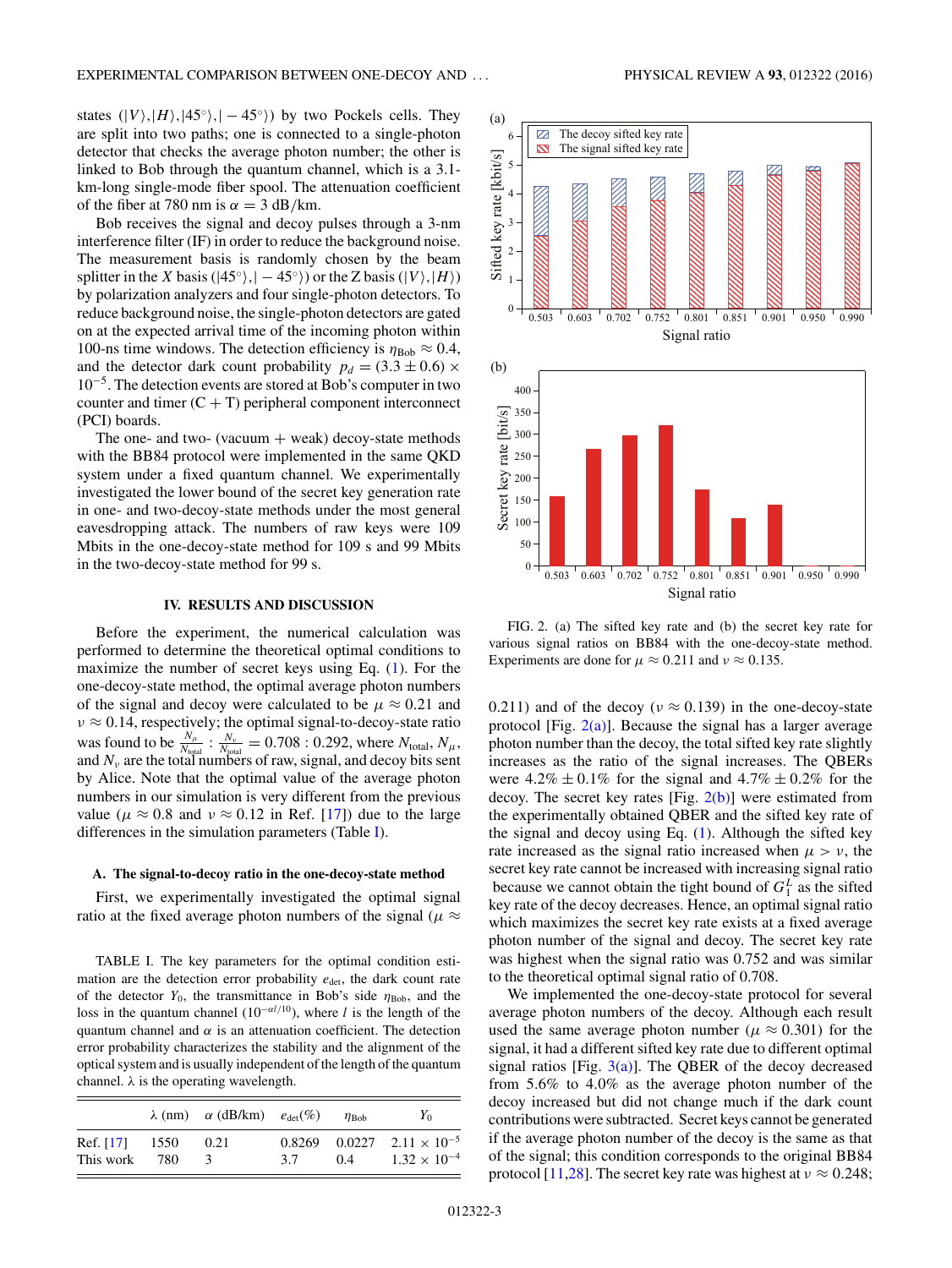states ($|V\rangle$,$|H\rangle$,$|45^{\circ}\rangle$,$|-45^{\circ}\rangle$) by two Pockels cells. They are split into two paths; one is connected to a single-photon detector that checks the average photon number; the other is linked to Bob through the quantum channel, which is a 3.1-km-long single-mode fiber spool. The attenuation coefficient of the fiber at 780 nm is $\alpha = 3$ dB/km.

Bob receives the signal and decoy pulses through a 3-nm interference filter (IF) in order to reduce the background noise. The measurement basis is randomly chosen by the beam splitter in the $X$ basis ($|45^{\circ}\rangle$,$|-45^{\circ}\rangle$) or the Z basis ($|V\rangle$,$|H\rangle$) by polarization analyzers and four single-photon detectors. To reduce background noise, the single-photon detectors are gated on at the expected arrival time of the incoming photon within 100-ns time windows. The detection efficiency is $\eta_{\text{Bob}} \approx 0.4$, and the detector dark count probability $p_d = (3.3 \pm 0.6) \times 10^{-5}$. The detection events are stored at Bob's computer in two counter and timer (C + T) peripheral component interconnect (PCI) boards.

The one- and two- (vacuum + weak) decoy-state methods with the BB84 protocol were implemented in the same QKD system under a fixed quantum channel. We experimentally investigated the lower bound of the secret key generation rate in one- and two-decoy-state methods under the most general eavesdropping attack. The numbers of raw keys were 109 Mbits in the one-decoy-state method for 109 s and 99 Mbits in the two-decoy-state method for 99 s.

## IV. RESULTS AND DISCUSSION

Before the experiment, the numerical calculation was performed to determine the theoretical optimal conditions to maximize the number of secret keys using Eq. (1). For the one-decoy-state method, the optimal average photon numbers of the signal and decoy were calculated to be $\mu \approx 0.21$ and $\nu \approx 0.14$, respectively; the optimal signal-to-decoy-state ratio was found to be $\frac{N_\mu}{N_{\text{total}}} : \frac{N_\nu}{N_{\text{total}}} = 0.708 : 0.292$, where $N_{\text{total}}$, $N_\mu$, and $N_\nu$ are the total numbers of raw, signal, and decoy bits sent by Alice. Note that the optimal value of the average photon numbers in our simulation is very different from the previous value ($\mu \approx 0.8$ and $\nu \approx 0.12$ in Ref. [17]) due to the large differences in the simulation parameters (Table I).

### A. The signal-to-decoy ratio in the one-decoy-state method

First, we experimentally investigated the optimal signal ratio at the fixed average photon numbers of the signal ($\mu \approx 0.211$) and of the decoy ($\nu \approx 0.139$) in the one-decoy-state protocol [Fig. 2(a)]. Because the signal has a larger average photon number than the decoy, the total sifted key rate slightly increases as the ratio of the signal increases. The QBERs were $4.2\% \pm 0.1\%$ for the signal and $4.7\% \pm 0.2\%$ for the decoy. The secret key rates [Fig. 2(b)] were estimated from the experimentally obtained QBER and the sifted key rate of the signal and decoy using Eq. (1). Although the sifted key rate increased as the signal ratio increased when $\mu > \nu$, the secret key rate cannot be increased with increasing signal ratio because we cannot obtain the tight bound of $G_1^L$ as the sifted key rate of the decoy decreases. Hence, an optimal signal ratio which maximizes the secret key rate exists at a fixed average photon number of the signal and decoy. The secret key rate was highest when the signal ratio was 0.752 and was similar to the theoretical optimal signal ratio of 0.708.

TABLE I. The key parameters for the optimal condition estimation are the detection error probability $e_{\text{det}}$, the dark count rate of the detector $Y_0$, the transmittance in Bob's side $\eta_{\text{Bob}}$, and the loss in the quantum channel ($10^{-\alpha l/10}$), where $l$ is the length of the quantum channel and $\alpha$ is an attenuation coefficient. The detection error probability characterizes the stability and the alignment of the optical system and is usually independent of the length of the quantum channel. $\lambda$ is the operating wavelength.

| | $\lambda$ (nm) | $\alpha$ (dB/km) | $e_{\text{det}}$(%) | $\eta_{\text{Bob}}$ | $Y_0$ |
|---|---|---|---|---|---|
| Ref. [17] | 1550 | 0.21 | 0.8269 | 0.0227 | $2.11 \times 10^{-5}$ |
| This work | 780 | 3 | 3.7 | 0.4 | $1.32 \times 10^{-4}$ |

FIG. 2. (a) The sifted key rate and (b) the secret key rate for various signal ratios on BB84 with the one-decoy-state method. Experiments are done for $\mu \approx 0.211$ and $\nu \approx 0.135$.

We implemented the one-decoy-state protocol for several average photon numbers of the decoy. Although each result used the same average photon number ($\mu \approx 0.301$) for the signal, it had a different sifted key rate due to different optimal signal ratios [Fig. 3(a)]. The QBER of the decoy decreased from 5.6% to 4.0% as the average photon number of the decoy increased but did not change much if the dark count contributions were subtracted. Secret keys cannot be generated if the average photon number of the decoy is the same as that of the signal; this condition corresponds to the original BB84 protocol [11,28]. The secret key rate was highest at $\nu \approx 0.248$;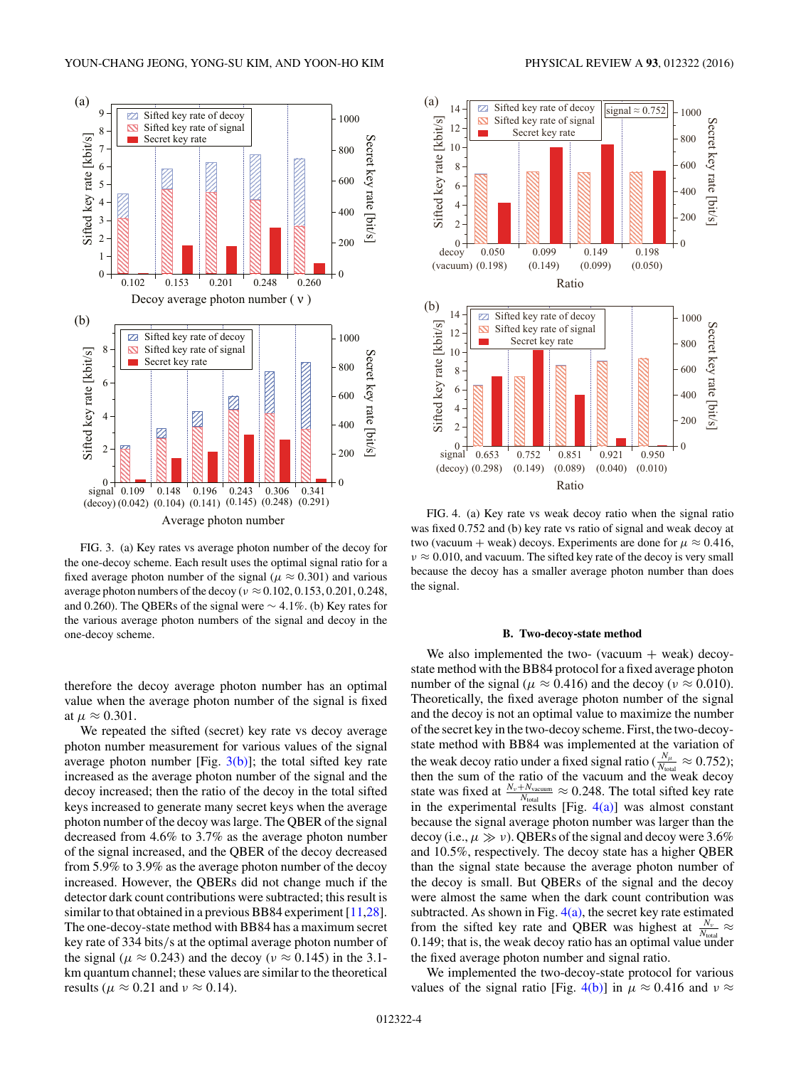FIG. 3. (a) Key rates vs average photon number of the decoy for the one-decoy scheme. Each result uses the optimal signal ratio for a fixed average photon number of the signal ($\mu \approx 0.301$) and various average photon numbers of the decoy ($\nu \approx 0.102, 0.153, 0.201, 0.248,$ and $0.260$). The QBERs of the signal were $\sim 4.1\%$. (b) Key rates for the various average photon numbers of the signal and decoy in the one-decoy scheme.

therefore the decoy average photon number has an optimal value when the average photon number of the signal is fixed at $\mu \approx 0.301$.

We repeated the sifted (secret) key rate vs decoy average photon number measurement for various values of the signal average photon number [Fig. 3(b)]; the total sifted key rate increased as the average photon number of the signal and the decoy increased; then the ratio of the decoy in the total sifted keys increased to generate many secret keys when the average photon number of the decoy was large. The QBER of the signal decreased from 4.6% to 3.7% as the average photon number of the signal increased, and the QBER of the decoy decreased from 5.9% to 3.9% as the average photon number of the decoy increased. However, the QBERs did not change much if the detector dark count contributions were subtracted; this result is similar to that obtained in a previous BB84 experiment [11,28]. The one-decoy-state method with BB84 has a maximum secret key rate of 334 bits/s at the optimal average photon number of the signal ($\mu \approx 0.243$) and the decoy ($\nu \approx 0.145$) in the 3.1-km quantum channel; these values are similar to the theoretical results ($\mu \approx 0.21$ and $\nu \approx 0.14$).

FIG. 4. (a) Key rate vs weak decoy ratio when the signal ratio was fixed 0.752 and (b) key rate vs ratio of signal and weak decoy at two (vacuum + weak) decoys. Experiments are done for $\mu \approx 0.416$, $\nu \approx 0.010$, and vacuum. The sifted key rate of the decoy is very small because the decoy has a smaller average photon number than does the signal.

### B. Two-decoy-state method

We also implemented the two- (vacuum + weak) decoy-state method with the BB84 protocol for a fixed average photon number of the signal ($\mu \approx 0.416$) and the decoy ($\nu \approx 0.010$). Theoretically, the fixed average photon number of the signal and the decoy is not an optimal value to maximize the number of the secret key in the two-decoy scheme. First, the two-decoy-state method with BB84 was implemented at the variation of the weak decoy ratio under a fixed signal ratio ($\frac{N_\mu}{N_{\text{total}}} \approx 0.752$); then the sum of the ratio of the vacuum and the weak decoy state was fixed at $\frac{N_\nu + N_{\text{vacuum}}}{N_{\text{total}}} \approx 0.248$. The total sifted key rate in the experimental results [Fig. 4(a)] was almost constant because the signal average photon number was larger than the decoy (i.e., $\mu \gg \nu$). QBERs of the signal and decoy were 3.6% and 10.5%, respectively. The decoy state has a higher QBER than the signal state because the average photon number of the decoy is small. But QBERs of the signal and the decoy were almost the same when the dark count contribution was subtracted. As shown in Fig. 4(a), the secret key rate estimated from the sifted key rate and QBER was highest at $\frac{N_\nu}{N_{\text{total}}} \approx 0.149$; that is, the weak decoy ratio has an optimal value under the fixed average photon number and signal ratio.

We implemented the two-decoy-state protocol for various values of the signal ratio [Fig. 4(b)] in $\mu \approx 0.416$ and $\nu \approx$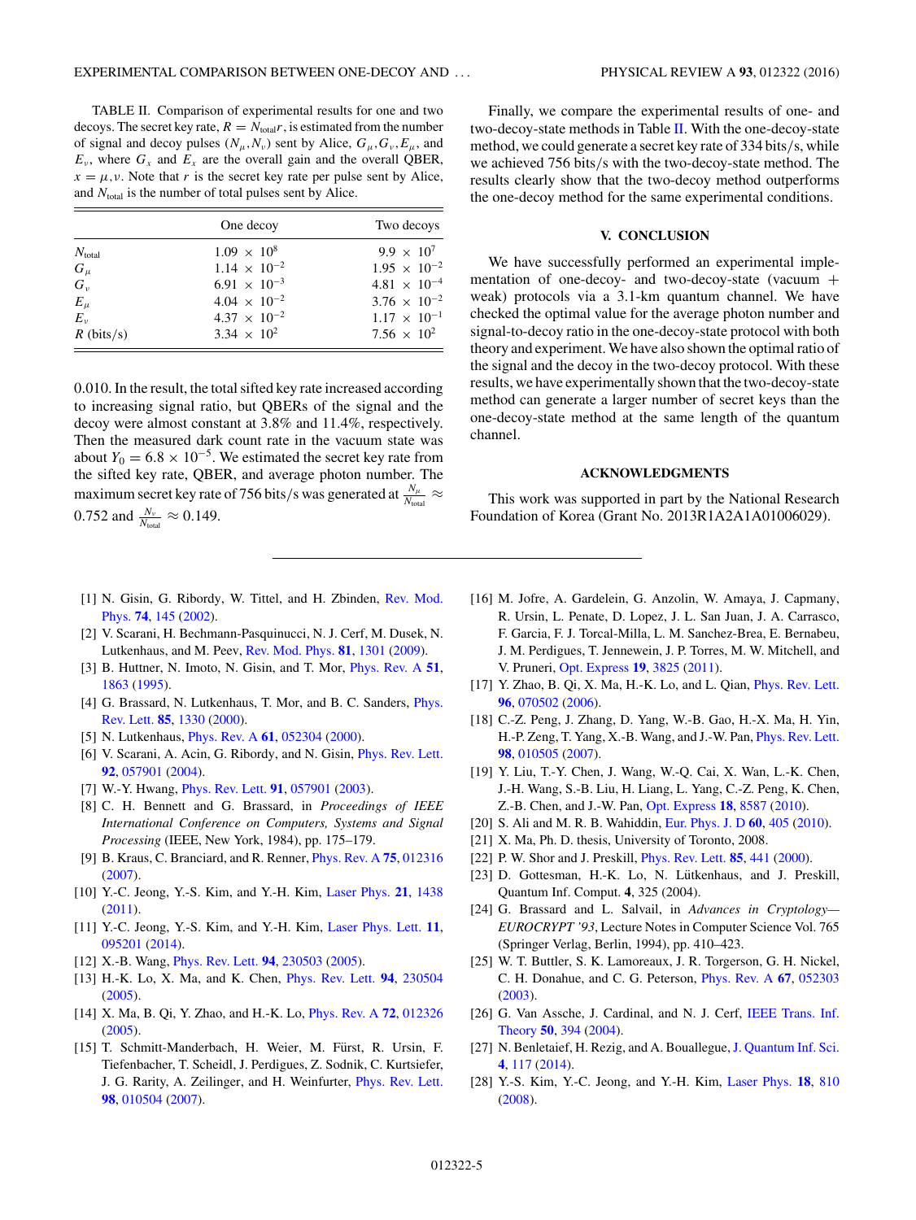TABLE II. Comparison of experimental results for one and two decoys. The secret key rate, $R = N_{\text{total}} r$, is estimated from the number of signal and decoy pulses ($N_\mu, N_\nu$) sent by Alice, $G_\mu, G_\nu, E_\mu$, and $E_\nu$, where $G_x$ and $E_x$ are the overall gain and the overall QBER, $x = \mu, \nu$. Note that $r$ is the secret key rate per pulse sent by Alice, and $N_{\text{total}}$ is the number of total pulses sent by Alice.

| | One decoy | Two decoys |
|---|---|---|
| $N_{\text{total}}$ | $1.09 \times 10^{8}$ | $9.9 \times 10^{7}$ |
| $G_\mu$ | $1.14 \times 10^{-2}$ | $1.95 \times 10^{-2}$ |
| $G_\nu$ | $6.91 \times 10^{-3}$ | $4.81 \times 10^{-4}$ |
| $E_\mu$ | $4.04 \times 10^{-2}$ | $3.76 \times 10^{-2}$ |
| $E_\nu$ | $4.37 \times 10^{-2}$ | $1.17 \times 10^{-1}$ |
| $R$ (bits/s) | $3.34 \times 10^{2}$ | $7.56 \times 10^{2}$ |

0.010. In the result, the total sifted key rate increased according to increasing signal ratio, but QBERs of the signal and the decoy were almost constant at 3.8% and 11.4%, respectively. Then the measured dark count rate in the vacuum state was about $Y_0 = 6.8 \times 10^{-5}$. We estimated the secret key rate from the sifted key rate, QBER, and average photon number. The maximum secret key rate of 756 bits/s was generated at $\frac{N_\mu}{N_{\text{total}}} \approx 0.752$ and $\frac{N_\nu}{N_{\text{total}}} \approx 0.149$.

Finally, we compare the experimental results of one- and two-decoy-state methods in Table II. With the one-decoy-state method, we could generate a secret key rate of 334 bits/s, while we achieved 756 bits/s with the two-decoy-state method. The results clearly show that the two-decoy method outperforms the one-decoy method for the same experimental conditions.

## V. CONCLUSION

We have successfully performed an experimental implementation of one-decoy- and two-decoy-state (vacuum + weak) protocols via a 3.1-km quantum channel. We have checked the optimal value for the average photon number and signal-to-decoy ratio in the one-decoy-state protocol with both theory and experiment. We have also shown the optimal ratio of the signal and the decoy in the two-decoy protocol. With these results, we have experimentally shown that the two-decoy-state method can generate a larger number of secret keys than the one-decoy-state method at the same length of the quantum channel.

## ACKNOWLEDGMENTS

This work was supported in part by the National Research Foundation of Korea (Grant No. 2013R1A2A1A01006029).

[1] N. Gisin, G. Ribordy, W. Tittel, and H. Zbinden, Rev. Mod. Phys. **74**, 145 (2002).

[2] V. Scarani, H. Bechmann-Pasquinucci, N. J. Cerf, M. Dusek, N. Lutkenhaus, and M. Peev, Rev. Mod. Phys. **81**, 1301 (2009).

[3] B. Huttner, N. Imoto, N. Gisin, and T. Mor, Phys. Rev. A **51**, 1863 (1995).

[4] G. Brassard, N. Lutkenhaus, T. Mor, and B. C. Sanders, Phys. Rev. Lett. **85**, 1330 (2000).

[5] N. Lutkenhaus, Phys. Rev. A **61**, 052304 (2000).

[6] V. Scarani, A. Acin, G. Ribordy, and N. Gisin, Phys. Rev. Lett. **92**, 057901 (2004).

[7] W.-Y. Hwang, Phys. Rev. Lett. **91**, 057901 (2003).

[8] C. H. Bennett and G. Brassard, in *Proceedings of IEEE International Conference on Computers, Systems and Signal Processing* (IEEE, New York, 1984), pp. 175–179.

[9] B. Kraus, C. Branciard, and R. Renner, Phys. Rev. A **75**, 012316 (2007).

[10] Y.-C. Jeong, Y.-S. Kim, and Y.-H. Kim, Laser Phys. **21**, 1438 (2011).

[11] Y.-C. Jeong, Y.-S. Kim, and Y.-H. Kim, Laser Phys. Lett. **11**, 095201 (2014).

[12] X.-B. Wang, Phys. Rev. Lett. **94**, 230503 (2005).

[13] H.-K. Lo, X. Ma, and K. Chen, Phys. Rev. Lett. **94**, 230504 (2005).

[14] X. Ma, B. Qi, Y. Zhao, and H.-K. Lo, Phys. Rev. A **72**, 012326 (2005).

[15] T. Schmitt-Manderbach, H. Weier, M. Fürst, R. Ursin, F. Tiefenbacher, T. Scheidl, J. Perdigues, Z. Sodnik, C. Kurtsiefer, J. G. Rarity, A. Zeilinger, and H. Weinfurter, Phys. Rev. Lett. **98**, 010504 (2007).

[16] M. Jofre, A. Gardelein, G. Anzolin, W. Amaya, J. Capmany, R. Ursin, L. Penate, D. Lopez, J. L. San Juan, J. A. Carrasco, F. Garcia, F. J. Torcal-Milla, L. M. Sanchez-Brea, E. Bernabeu, J. M. Perdigues, T. Jennewein, J. P. Torres, M. W. Mitchell, and V. Pruneri, Opt. Express **19**, 3825 (2011).

[17] Y. Zhao, B. Qi, X. Ma, H.-K. Lo, and L. Qian, Phys. Rev. Lett. **96**, 070502 (2006).

[18] C.-Z. Peng, J. Zhang, D. Yang, W.-B. Gao, H.-X. Ma, H. Yin, H.-P. Zeng, T. Yang, X.-B. Wang, and J.-W. Pan, Phys. Rev. Lett. **98**, 010505 (2007).

[19] Y. Liu, T.-Y. Chen, J. Wang, W.-Q. Cai, X. Wan, L.-K. Chen, J.-H. Wang, S.-B. Liu, H. Liang, L. Yang, C.-Z. Peng, K. Chen, Z.-B. Chen, and J.-W. Pan, Opt. Express **18**, 8587 (2010).

[20] S. Ali and M. R. B. Wahiddin, Eur. Phys. J. D **60**, 405 (2010).

[21] X. Ma, Ph. D. thesis, University of Toronto, 2008.

[22] P. W. Shor and J. Preskill, Phys. Rev. Lett. **85**, 441 (2000).

[23] D. Gottesman, H.-K. Lo, N. Lütkenhaus, and J. Preskill, Quantum Inf. Comput. **4**, 325 (2004).

[24] G. Brassard and L. Salvail, in *Advances in Cryptology—EUROCRYPT '93*, Lecture Notes in Computer Science Vol. 765 (Springer Verlag, Berlin, 1994), pp. 410–423.

[25] W. T. Buttler, S. K. Lamoreaux, J. R. Torgerson, G. H. Nickel, C. H. Donahue, and C. G. Peterson, Phys. Rev. A **67**, 052303 (2003).

[26] G. Van Assche, J. Cardinal, and N. J. Cerf, IEEE Trans. Inf. Theory **50**, 394 (2004).

[27] N. Benletaief, H. Rezig, and A. Bouallegue, J. Quantum Inf. Sci. **4**, 117 (2014).

[28] Y.-S. Kim, Y.-C. Jeong, and Y.-H. Kim, Laser Phys. **18**, 810 (2008).